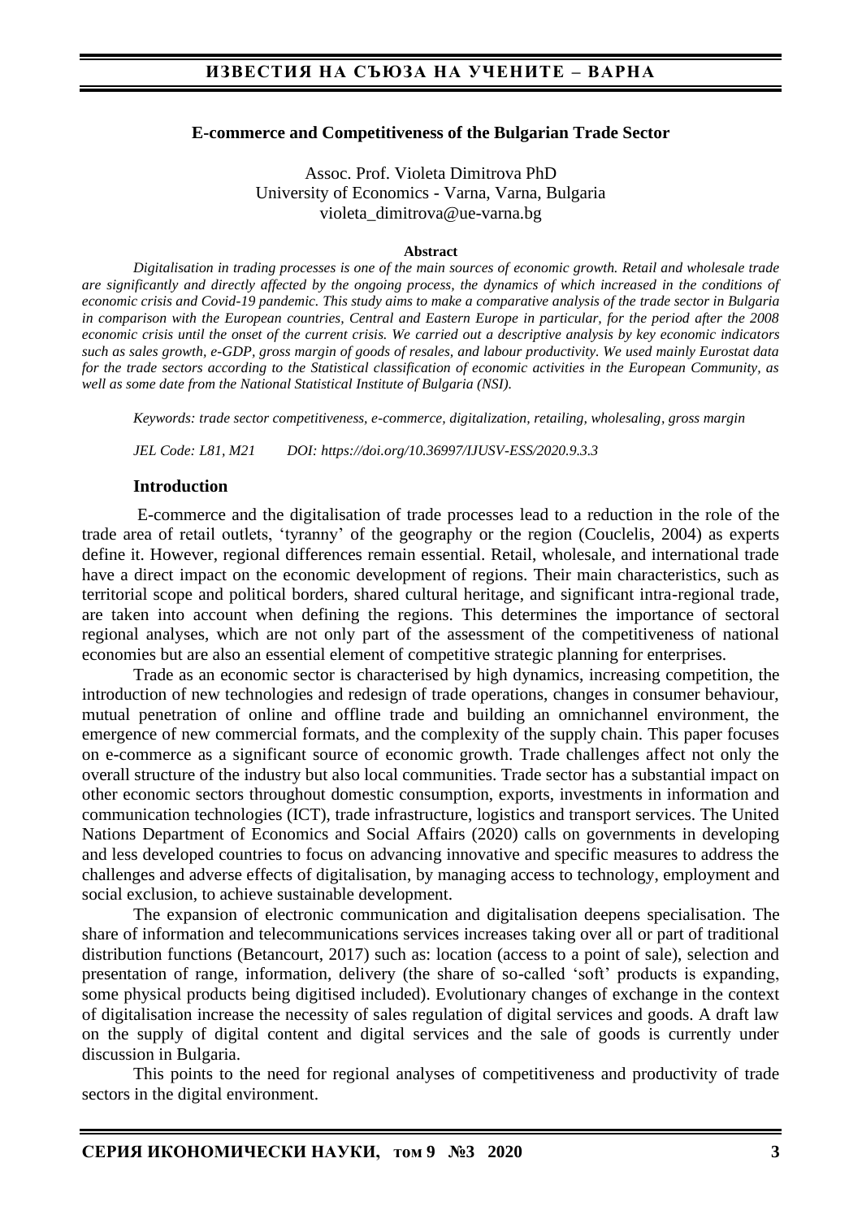## E-commerce and Competitiveness of the Bulgarian Trade Sector

Assoc. Prof. Violeta Dimitrova PhD
University of Economics - Varna, Varna, Bulgaria
violeta_dimitrova@ue-varna.bg

**Abstract**

*Digitalisation in trading processes is one of the main sources of economic growth. Retail and wholesale trade are significantly and directly affected by the ongoing process, the dynamics of which increased in the conditions of economic crisis and Covid-19 pandemic. This study aims to make a comparative analysis of the trade sector in Bulgaria in comparison with the European countries, Central and Eastern Europe in particular, for the period after the 2008 economic crisis until the onset of the current crisis. We carried out a descriptive analysis by key economic indicators such as sales growth, e-GDP, gross margin of goods of resales, and labour productivity. We used mainly Eurostat data for the trade sectors according to the Statistical classification of economic activities in the European Community, as well as some date from the National Statistical Institute of Bulgaria (NSI).*

*Keywords: trade sector competitiveness, e-commerce, digitalization, retailing, wholesaling, gross margin*

*JEL Code: L81, M21 DOI: https://doi.org/10.36997/IJUSV-ESS/2020.9.3.3*

### Introduction

E-commerce and the digitalisation of trade processes lead to a reduction in the role of the trade area of retail outlets, 'tyranny' of the geography or the region (Couclelis, 2004) as experts define it. However, regional differences remain essential. Retail, wholesale, and international trade have a direct impact on the economic development of regions. Their main characteristics, such as territorial scope and political borders, shared cultural heritage, and significant intra-regional trade, are taken into account when defining the regions. This determines the importance of sectoral regional analyses, which are not only part of the assessment of the competitiveness of national economies but are also an essential element of competitive strategic planning for enterprises.

Trade as an economic sector is characterised by high dynamics, increasing competition, the introduction of new technologies and redesign of trade operations, changes in consumer behaviour, mutual penetration of online and offline trade and building an omnichannel environment, the emergence of new commercial formats, and the complexity of the supply chain. This paper focuses on e-commerce as a significant source of economic growth. Trade challenges affect not only the overall structure of the industry but also local communities. Trade sector has a substantial impact on other economic sectors throughout domestic consumption, exports, investments in information and communication technologies (ICT), trade infrastructure, logistics and transport services. The United Nations Department of Economics and Social Affairs (2020) calls on governments in developing and less developed countries to focus on advancing innovative and specific measures to address the challenges and adverse effects of digitalisation, by managing access to technology, employment and social exclusion, to achieve sustainable development.

The expansion of electronic communication and digitalisation deepens specialisation. The share of information and telecommunications services increases taking over all or part of traditional distribution functions (Betancourt, 2017) such as: location (access to a point of sale), selection and presentation of range, information, delivery (the share of so-called 'soft' products is expanding, some physical products being digitised included). Evolutionary changes of exchange in the context of digitalisation increase the necessity of sales regulation of digital services and goods. A draft law on the supply of digital content and digital services and the sale of goods is currently under discussion in Bulgaria.

This points to the need for regional analyses of competitiveness and productivity of trade sectors in the digital environment.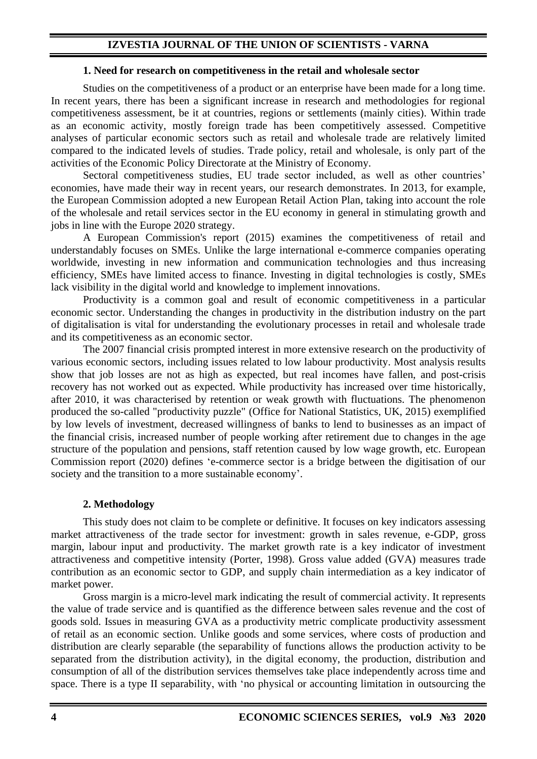## 1. Need for research on competitiveness in the retail and wholesale sector

Studies on the competitiveness of a product or an enterprise have been made for a long time. In recent years, there has been a significant increase in research and methodologies for regional competitiveness assessment, be it at countries, regions or settlements (mainly cities). Within trade as an economic activity, mostly foreign trade has been competitively assessed. Competitive analyses of particular economic sectors such as retail and wholesale trade are relatively limited compared to the indicated levels of studies. Trade policy, retail and wholesale, is only part of the activities of the Economic Policy Directorate at the Ministry of Economy.

Sectoral competitiveness studies, EU trade sector included, as well as other countries' economies, have made their way in recent years, our research demonstrates. In 2013, for example, the European Commission adopted a new European Retail Action Plan, taking into account the role of the wholesale and retail services sector in the EU economy in general in stimulating growth and jobs in line with the Europe 2020 strategy.

A European Commission's report (2015) examines the competitiveness of retail and understandably focuses on SMEs. Unlike the large international e-commerce companies operating worldwide, investing in new information and communication technologies and thus increasing efficiency, SMEs have limited access to finance. Investing in digital technologies is costly, SMEs lack visibility in the digital world and knowledge to implement innovations.

Productivity is a common goal and result of economic competitiveness in a particular economic sector. Understanding the changes in productivity in the distribution industry on the part of digitalisation is vital for understanding the evolutionary processes in retail and wholesale trade and its competitiveness as an economic sector.

The 2007 financial crisis prompted interest in more extensive research on the productivity of various economic sectors, including issues related to low labour productivity. Most analysis results show that job losses are not as high as expected, but real incomes have fallen, and post-crisis recovery has not worked out as expected. While productivity has increased over time historically, after 2010, it was characterised by retention or weak growth with fluctuations. The phenomenon produced the so-called "productivity puzzle" (Office for National Statistics, UK, 2015) exemplified by low levels of investment, decreased willingness of banks to lend to businesses as an impact of the financial crisis, increased number of people working after retirement due to changes in the age structure of the population and pensions, staff retention caused by low wage growth, etc. European Commission report (2020) defines 'e-commerce sector is a bridge between the digitisation of our society and the transition to a more sustainable economy'.

## 2. Methodology

This study does not claim to be complete or definitive. It focuses on key indicators assessing market attractiveness of the trade sector for investment: growth in sales revenue, e-GDP, gross margin, labour input and productivity. The market growth rate is a key indicator of investment attractiveness and competitive intensity (Porter, 1998). Gross value added (GVA) measures trade contribution as an economic sector to GDP, and supply chain intermediation as a key indicator of market power.

Gross margin is a micro-level mark indicating the result of commercial activity. It represents the value of trade service and is quantified as the difference between sales revenue and the cost of goods sold. Issues in measuring GVA as a productivity metric complicate productivity assessment of retail as an economic section. Unlike goods and some services, where costs of production and distribution are clearly separable (the separability of functions allows the production activity to be separated from the distribution activity), in the digital economy, the production, distribution and consumption of all of the distribution services themselves take place independently across time and space. There is a type II separability, with 'no physical or accounting limitation in outsourcing the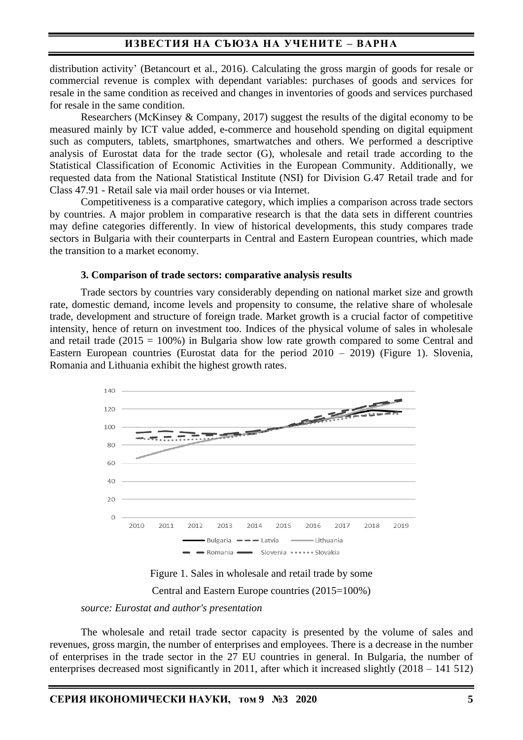distribution activity' (Betancourt et al., 2016). Calculating the gross margin of goods for resale or commercial revenue is complex with dependant variables: purchases of goods and services for resale in the same condition as received and changes in inventories of goods and services purchased for resale in the same condition.

Researchers (McKinsey & Company, 2017) suggest the results of the digital economy to be measured mainly by ICT value added, e-commerce and household spending on digital equipment such as computers, tablets, smartphones, smartwatches and others. We performed a descriptive analysis of Eurostat data for the trade sector (G), wholesale and retail trade according to the Statistical Classification of Economic Activities in the European Community. Additionally, we requested data from the National Statistical Institute (NSI) for Division G.47 Retail trade and for Class 47.91 - Retail sale via mail order houses or via Internet.

Competitiveness is a comparative category, which implies a comparison across trade sectors by countries. A major problem in comparative research is that the data sets in different countries may define categories differently. In view of historical developments, this study compares trade sectors in Bulgaria with their counterparts in Central and Eastern European countries, which made the transition to a market economy.

### 3. Comparison of trade sectors: comparative analysis results

Trade sectors by countries vary considerably depending on national market size and growth rate, domestic demand, income levels and propensity to consume, the relative share of wholesale trade, development and structure of foreign trade. Market growth is a crucial factor of competitive intensity, hence of return on investment too. Indices of the physical volume of sales in wholesale and retail trade (2015 = 100%) in Bulgaria show low rate growth compared to some Central and Eastern European countries (Eurostat data for the period 2010 – 2019) (Figure 1). Slovenia, Romania and Lithuania exhibit the highest growth rates.

Figure 1. Sales in wholesale and retail trade by some Central and Eastern Europe countries (2015=100%)

*source: Eurostat and author's presentation*

The wholesale and retail trade sector capacity is presented by the volume of sales and revenues, gross margin, the number of enterprises and employees. There is a decrease in the number of enterprises in the trade sector in the 27 EU countries in general. In Bulgaria, the number of enterprises decreased most significantly in 2011, after which it increased slightly (2018 – 141 512)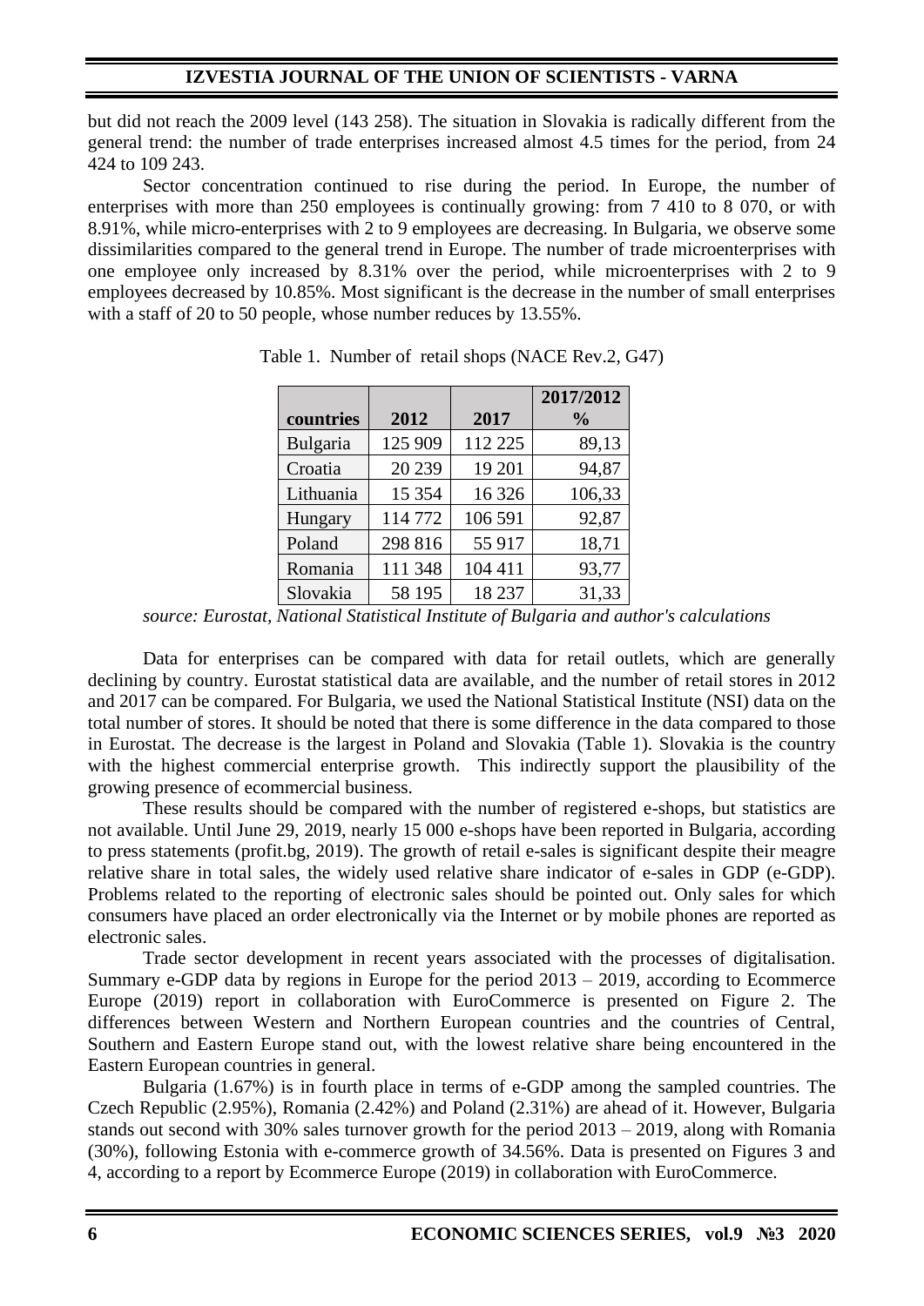but did not reach the 2009 level (143 258). The situation in Slovakia is radically different from the general trend: the number of trade enterprises increased almost 4.5 times for the period, from 24 424 to 109 243.

Sector concentration continued to rise during the period. In Europe, the number of enterprises with more than 250 employees is continually growing: from 7 410 to 8 070, or with 8.91%, while micro-enterprises with 2 to 9 employees are decreasing. In Bulgaria, we observe some dissimilarities compared to the general trend in Europe. The number of trade microenterprises with one employee only increased by 8.31% over the period, while microenterprises with 2 to 9 employees decreased by 10.85%. Most significant is the decrease in the number of small enterprises with a staff of 20 to 50 people, whose number reduces by 13.55%.

Table 1. Number of retail shops (NACE Rev.2, G47)

| countries | 2012 | 2017 | 2017/2012 % |
|---|---|---|---|
| Bulgaria | 125 909 | 112 225 | 89,13 |
| Croatia | 20 239 | 19 201 | 94,87 |
| Lithuania | 15 354 | 16 326 | 106,33 |
| Hungary | 114 772 | 106 591 | 92,87 |
| Poland | 298 816 | 55 917 | 18,71 |
| Romania | 111 348 | 104 411 | 93,77 |
| Slovakia | 58 195 | 18 237 | 31,33 |

*source: Eurostat, National Statistical Institute of Bulgaria and author's calculations*

Data for enterprises can be compared with data for retail outlets, which are generally declining by country. Eurostat statistical data are available, and the number of retail stores in 2012 and 2017 can be compared. For Bulgaria, we used the National Statistical Institute (NSI) data on the total number of stores. It should be noted that there is some difference in the data compared to those in Eurostat. The decrease is the largest in Poland and Slovakia (Table 1). Slovakia is the country with the highest commercial enterprise growth. This indirectly support the plausibility of the growing presence of ecommercial business.

These results should be compared with the number of registered e-shops, but statistics are not available. Until June 29, 2019, nearly 15 000 e-shops have been reported in Bulgaria, according to press statements (profit.bg, 2019). The growth of retail e-sales is significant despite their meagre relative share in total sales, the widely used relative share indicator of e-sales in GDP (e-GDP). Problems related to the reporting of electronic sales should be pointed out. Only sales for which consumers have placed an order electronically via the Internet or by mobile phones are reported as electronic sales.

Trade sector development in recent years associated with the processes of digitalisation. Summary e-GDP data by regions in Europe for the period 2013 – 2019, according to Ecommerce Europe (2019) report in collaboration with EuroCommerce is presented on Figure 2. The differences between Western and Northern European countries and the countries of Central, Southern and Eastern Europe stand out, with the lowest relative share being encountered in the Eastern European countries in general.

Bulgaria (1.67%) is in fourth place in terms of e-GDP among the sampled countries. The Czech Republic (2.95%), Romania (2.42%) and Poland (2.31%) are ahead of it. However, Bulgaria stands out second with 30% sales turnover growth for the period 2013 – 2019, along with Romania (30%), following Estonia with e-commerce growth of 34.56%. Data is presented on Figures 3 and 4, according to a report by Ecommerce Europe (2019) in collaboration with EuroCommerce.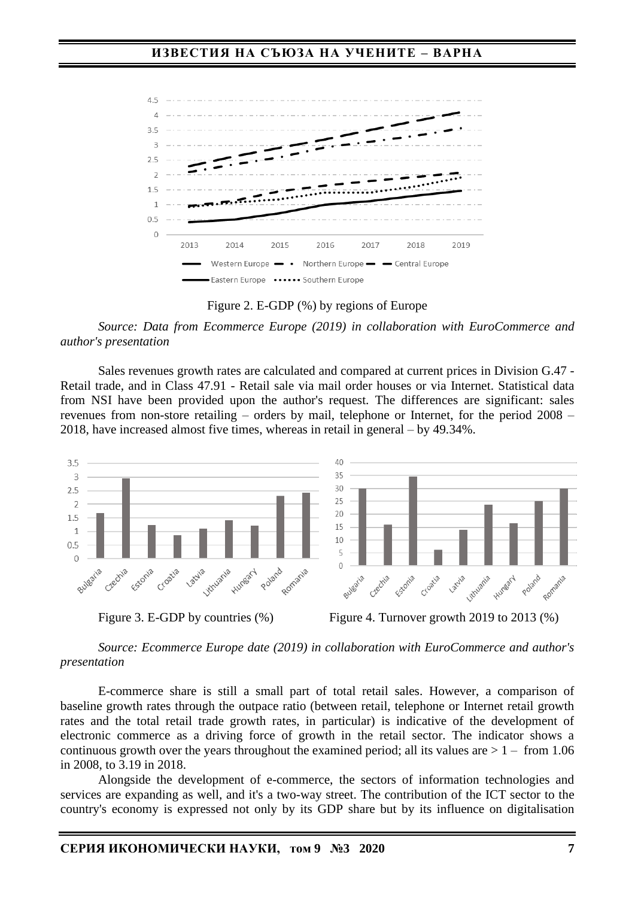Figure 2. E-GDP (%) by regions of Europe

*Source: Data from Ecommerce Europe (2019) in collaboration with EuroCommerce and author's presentation*

Sales revenues growth rates are calculated and compared at current prices in Division G.47 - Retail trade, and in Class 47.91 - Retail sale via mail order houses or via Internet. Statistical data from NSI have been provided upon the author's request. The differences are significant: sales revenues from non-store retailing – orders by mail, telephone or Internet, for the period 2008 – 2018, have increased almost five times, whereas in retail in general – by 49.34%.

Figure 3. E-GDP by countries (%)

Figure 4. Turnover growth 2019 to 2013 (%)

*Source: Ecommerce Europe date (2019) in collaboration with EuroCommerce and author's presentation*

E-commerce share is still a small part of total retail sales. However, a comparison of baseline growth rates through the outpace ratio (between retail, telephone or Internet retail growth rates and the total retail trade growth rates, in particular) is indicative of the development of electronic commerce as a driving force of growth in the retail sector. The indicator shows a continuous growth over the years throughout the examined period; all its values are > 1 – from 1.06 in 2008, to 3.19 in 2018.

Alongside the development of e-commerce, the sectors of information technologies and services are expanding as well, and it's a two-way street. The contribution of the ICT sector to the country's economy is expressed not only by its GDP share but by its influence on digitalisation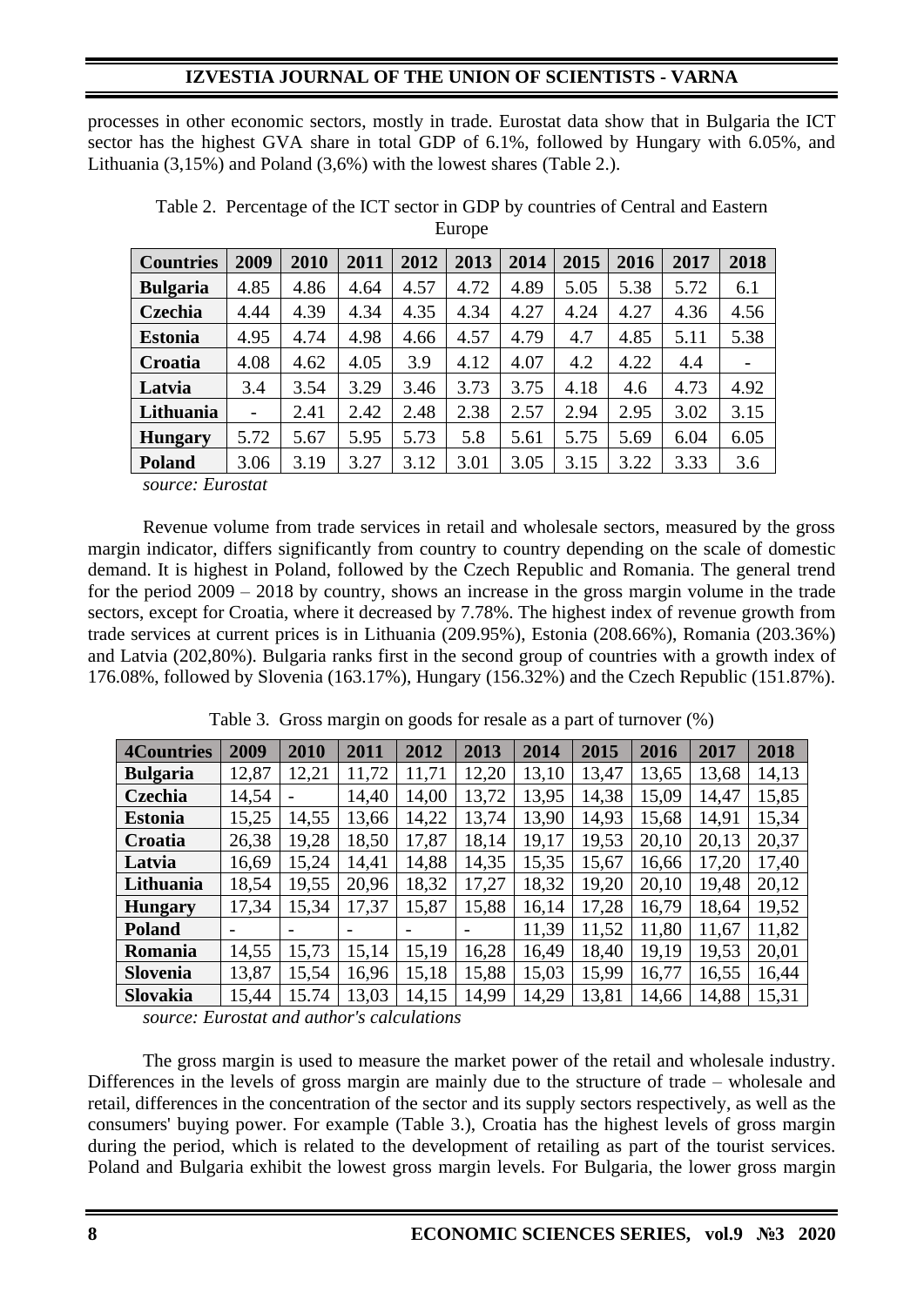processes in other economic sectors, mostly in trade. Eurostat data show that in Bulgaria the ICT sector has the highest GVA share in total GDP of 6.1%, followed by Hungary with 6.05%, and Lithuania (3,15%) and Poland (3,6%) with the lowest shares (Table 2.).

Table 2. Percentage of the ICT sector in GDP by countries of Central and Eastern Europe

| Countries | 2009 | 2010 | 2011 | 2012 | 2013 | 2014 | 2015 | 2016 | 2017 | 2018 |
|---|---|---|---|---|---|---|---|---|---|---|
| **Bulgaria** | 4.85 | 4.86 | 4.64 | 4.57 | 4.72 | 4.89 | 5.05 | 5.38 | 5.72 | 6.1 |
| **Czechia** | 4.44 | 4.39 | 4.34 | 4.35 | 4.34 | 4.27 | 4.24 | 4.27 | 4.36 | 4.56 |
| **Estonia** | 4.95 | 4.74 | 4.98 | 4.66 | 4.57 | 4.79 | 4.7 | 4.85 | 5.11 | 5.38 |
| **Croatia** | 4.08 | 4.62 | 4.05 | 3.9 | 4.12 | 4.07 | 4.2 | 4.22 | 4.4 | - |
| **Latvia** | 3.4 | 3.54 | 3.29 | 3.46 | 3.73 | 3.75 | 4.18 | 4.6 | 4.73 | 4.92 |
| **Lithuania** | - | 2.41 | 2.42 | 2.48 | 2.38 | 2.57 | 2.94 | 2.95 | 3.02 | 3.15 |
| **Hungary** | 5.72 | 5.67 | 5.95 | 5.73 | 5.8 | 5.61 | 5.75 | 5.69 | 6.04 | 6.05 |
| **Poland** | 3.06 | 3.19 | 3.27 | 3.12 | 3.01 | 3.05 | 3.15 | 3.22 | 3.33 | 3.6 |

*source: Eurostat*

Revenue volume from trade services in retail and wholesale sectors, measured by the gross margin indicator, differs significantly from country to country depending on the scale of domestic demand. It is highest in Poland, followed by the Czech Republic and Romania. The general trend for the period 2009 – 2018 by country, shows an increase in the gross margin volume in the trade sectors, except for Croatia, where it decreased by 7.78%. The highest index of revenue growth from trade services at current prices is in Lithuania (209.95%), Estonia (208.66%), Romania (203.36%) and Latvia (202,80%). Bulgaria ranks first in the second group of countries with a growth index of 176.08%, followed by Slovenia (163.17%), Hungary (156.32%) and the Czech Republic (151.87%).

Table 3. Gross margin on goods for resale as a part of turnover (%)

| 4Countries | 2009 | 2010 | 2011 | 2012 | 2013 | 2014 | 2015 | 2016 | 2017 | 2018 |
|---|---|---|---|---|---|---|---|---|---|---|
| **Bulgaria** | 12,87 | 12,21 | 11,72 | 11,71 | 12,20 | 13,10 | 13,47 | 13,65 | 13,68 | 14,13 |
| **Czechia** | 14,54 | - | 14,40 | 14,00 | 13,72 | 13,95 | 14,38 | 15,09 | 14,47 | 15,85 |
| **Estonia** | 15,25 | 14,55 | 13,66 | 14,22 | 13,74 | 13,90 | 14,93 | 15,68 | 14,91 | 15,34 |
| **Croatia** | 26,38 | 19,28 | 18,50 | 17,87 | 18,14 | 19,17 | 19,53 | 20,10 | 20,13 | 20,37 |
| **Latvia** | 16,69 | 15,24 | 14,41 | 14,88 | 14,35 | 15,35 | 15,67 | 16,66 | 17,20 | 17,40 |
| **Lithuania** | 18,54 | 19,55 | 20,96 | 18,32 | 17,27 | 18,32 | 19,20 | 20,10 | 19,48 | 20,12 |
| **Hungary** | 17,34 | 15,34 | 17,37 | 15,87 | 15,88 | 16,14 | 17,28 | 16,79 | 18,64 | 19,52 |
| **Poland** | - | - | - | - | - | 11,39 | 11,52 | 11,80 | 11,67 | 11,82 |
| **Romania** | 14,55 | 15,73 | 15,14 | 15,19 | 16,28 | 16,49 | 18,40 | 19,19 | 19,53 | 20,01 |
| **Slovenia** | 13,87 | 15,54 | 16,96 | 15,18 | 15,88 | 15,03 | 15,99 | 16,77 | 16,55 | 16,44 |
| **Slovakia** | 15,44 | 15.74 | 13,03 | 14,15 | 14,99 | 14,29 | 13,81 | 14,66 | 14,88 | 15,31 |

*source: Eurostat and author's calculations*

The gross margin is used to measure the market power of the retail and wholesale industry. Differences in the levels of gross margin are mainly due to the structure of trade – wholesale and retail, differences in the concentration of the sector and its supply sectors respectively, as well as the consumers' buying power. For example (Table 3.), Croatia has the highest levels of gross margin during the period, which is related to the development of retailing as part of the tourist services. Poland and Bulgaria exhibit the lowest gross margin levels. For Bulgaria, the lower gross margin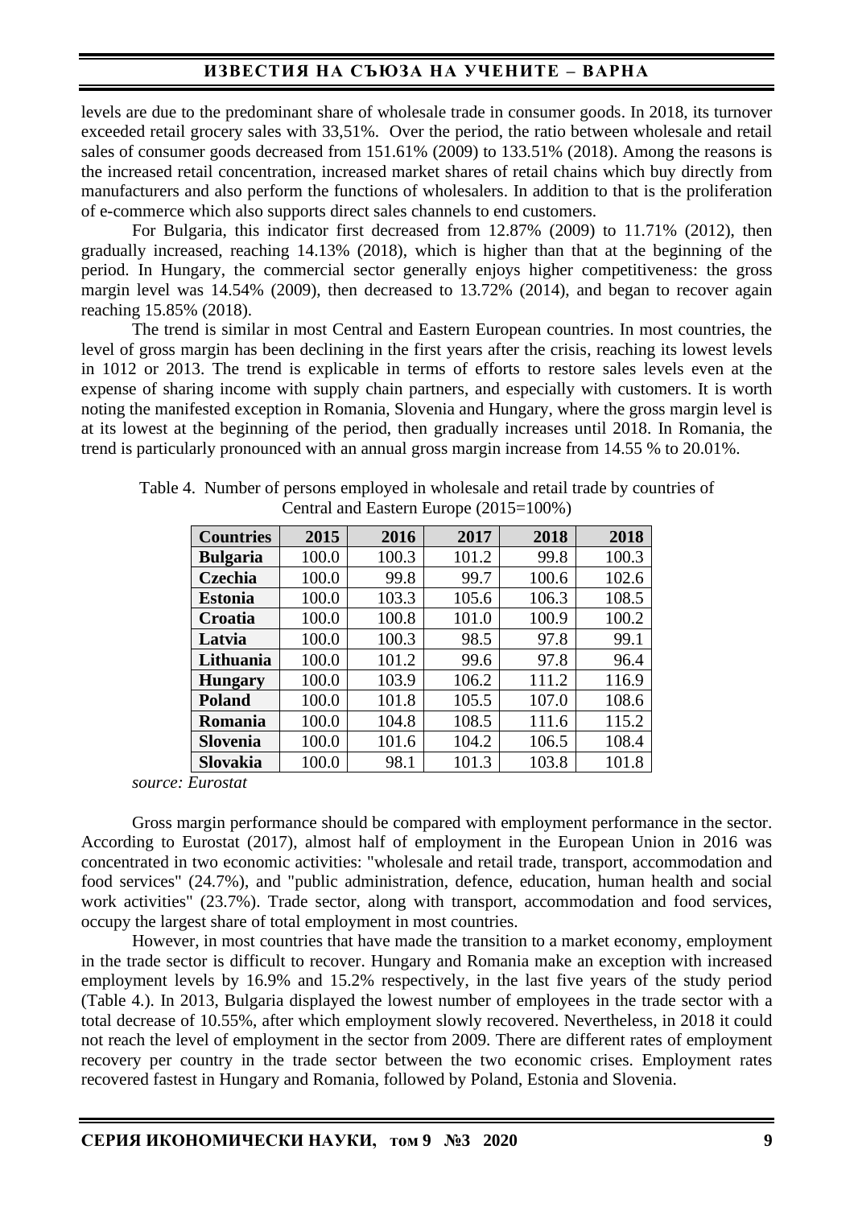levels are due to the predominant share of wholesale trade in consumer goods. In 2018, its turnover exceeded retail grocery sales with 33,51%. Over the period, the ratio between wholesale and retail sales of consumer goods decreased from 151.61% (2009) to 133.51% (2018). Among the reasons is the increased retail concentration, increased market shares of retail chains which buy directly from manufacturers and also perform the functions of wholesalers. In addition to that is the proliferation of e-commerce which also supports direct sales channels to end customers.

For Bulgaria, this indicator first decreased from 12.87% (2009) to 11.71% (2012), then gradually increased, reaching 14.13% (2018), which is higher than that at the beginning of the period. In Hungary, the commercial sector generally enjoys higher competitiveness: the gross margin level was 14.54% (2009), then decreased to 13.72% (2014), and began to recover again reaching 15.85% (2018).

The trend is similar in most Central and Eastern European countries. In most countries, the level of gross margin has been declining in the first years after the crisis, reaching its lowest levels in 1012 or 2013. The trend is explicable in terms of efforts to restore sales levels even at the expense of sharing income with supply chain partners, and especially with customers. It is worth noting the manifested exception in Romania, Slovenia and Hungary, where the gross margin level is at its lowest at the beginning of the period, then gradually increases until 2018. In Romania, the trend is particularly pronounced with an annual gross margin increase from 14.55 % to 20.01%.

Table 4. Number of persons employed in wholesale and retail trade by countries of Central and Eastern Europe (2015=100%)

| Countries | 2015 | 2016 | 2017 | 2018 | 2018 |
|---|---|---|---|---|---|
| **Bulgaria** | 100.0 | 100.3 | 101.2 | 99.8 | 100.3 |
| **Czechia** | 100.0 | 99.8 | 99.7 | 100.6 | 102.6 |
| **Estonia** | 100.0 | 103.3 | 105.6 | 106.3 | 108.5 |
| **Croatia** | 100.0 | 100.8 | 101.0 | 100.9 | 100.2 |
| **Latvia** | 100.0 | 100.3 | 98.5 | 97.8 | 99.1 |
| **Lithuania** | 100.0 | 101.2 | 99.6 | 97.8 | 96.4 |
| **Hungary** | 100.0 | 103.9 | 106.2 | 111.2 | 116.9 |
| **Poland** | 100.0 | 101.8 | 105.5 | 107.0 | 108.6 |
| **Romania** | 100.0 | 104.8 | 108.5 | 111.6 | 115.2 |
| **Slovenia** | 100.0 | 101.6 | 104.2 | 106.5 | 108.4 |
| **Slovakia** | 100.0 | 98.1 | 101.3 | 103.8 | 101.8 |

*source: Eurostat*

Gross margin performance should be compared with employment performance in the sector. According to Eurostat (2017), almost half of employment in the European Union in 2016 was concentrated in two economic activities: "wholesale and retail trade, transport, accommodation and food services" (24.7%), and "public administration, defence, education, human health and social work activities" (23.7%). Trade sector, along with transport, accommodation and food services, occupy the largest share of total employment in most countries.

However, in most countries that have made the transition to a market economy, employment in the trade sector is difficult to recover. Hungary and Romania make an exception with increased employment levels by 16.9% and 15.2% respectively, in the last five years of the study period (Table 4.). In 2013, Bulgaria displayed the lowest number of employees in the trade sector with a total decrease of 10.55%, after which employment slowly recovered. Nevertheless, in 2018 it could not reach the level of employment in the sector from 2009. There are different rates of employment recovery per country in the trade sector between the two economic crises. Employment rates recovered fastest in Hungary and Romania, followed by Poland, Estonia and Slovenia.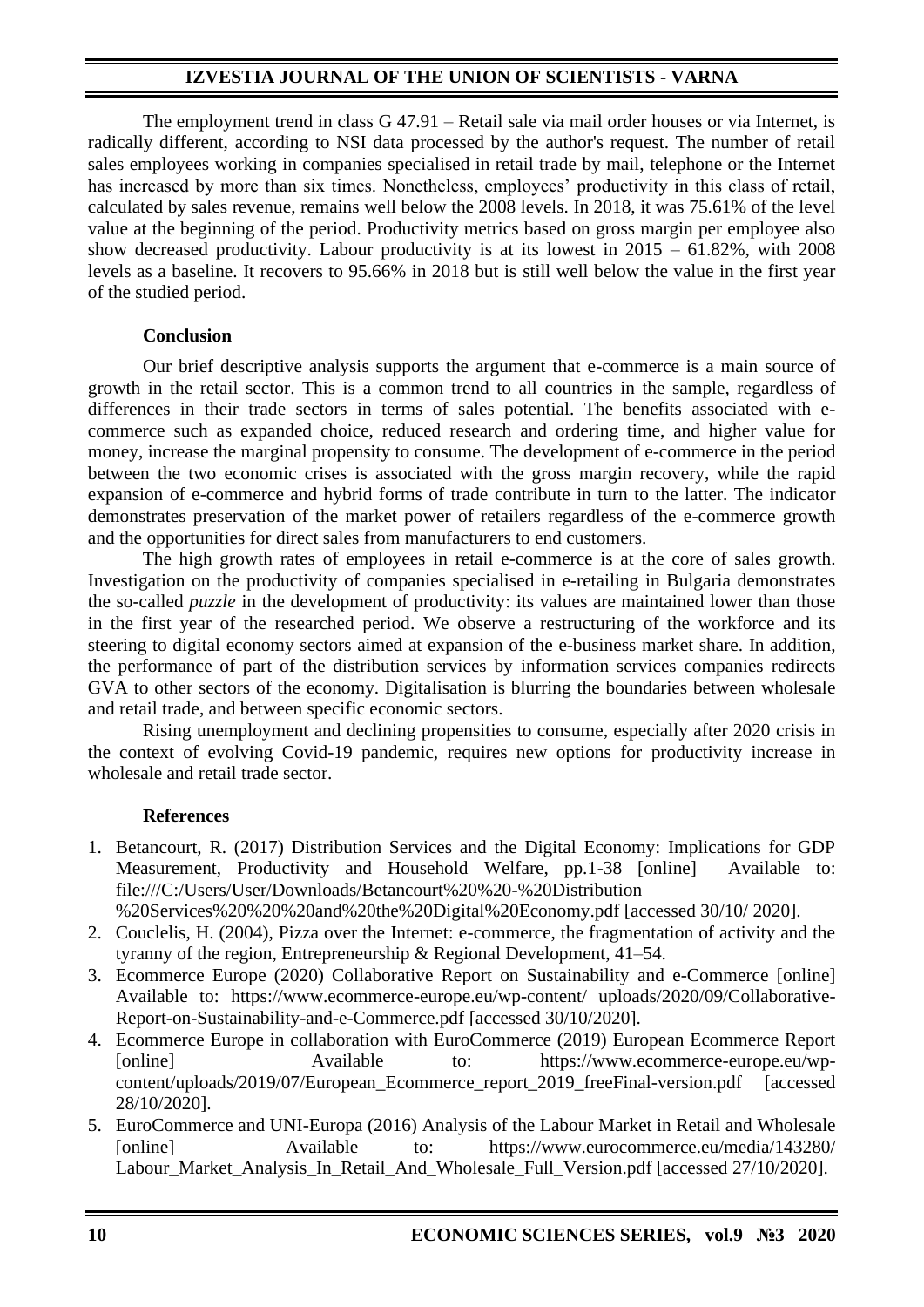The employment trend in class G 47.91 – Retail sale via mail order houses or via Internet, is radically different, according to NSI data processed by the author's request. The number of retail sales employees working in companies specialised in retail trade by mail, telephone or the Internet has increased by more than six times. Nonetheless, employees' productivity in this class of retail, calculated by sales revenue, remains well below the 2008 levels. In 2018, it was 75.61% of the level value at the beginning of the period. Productivity metrics based on gross margin per employee also show decreased productivity. Labour productivity is at its lowest in 2015 – 61.82%, with 2008 levels as a baseline. It recovers to 95.66% in 2018 but is still well below the value in the first year of the studied period.

## Conclusion

Our brief descriptive analysis supports the argument that e-commerce is a main source of growth in the retail sector. This is a common trend to all countries in the sample, regardless of differences in their trade sectors in terms of sales potential. The benefits associated with e-commerce such as expanded choice, reduced research and ordering time, and higher value for money, increase the marginal propensity to consume. The development of e-commerce in the period between the two economic crises is associated with the gross margin recovery, while the rapid expansion of e-commerce and hybrid forms of trade contribute in turn to the latter. The indicator demonstrates preservation of the market power of retailers regardless of the e-commerce growth and the opportunities for direct sales from manufacturers to end customers.

The high growth rates of employees in retail e-commerce is at the core of sales growth. Investigation on the productivity of companies specialised in e-retailing in Bulgaria demonstrates the so-called *puzzle* in the development of productivity: its values are maintained lower than those in the first year of the researched period. We observe a restructuring of the workforce and its steering to digital economy sectors aimed at expansion of the e-business market share. In addition, the performance of part of the distribution services by information services companies redirects GVA to other sectors of the economy. Digitalisation is blurring the boundaries between wholesale and retail trade, and between specific economic sectors.

Rising unemployment and declining propensities to consume, especially after 2020 crisis in the context of evolving Covid-19 pandemic, requires new options for productivity increase in wholesale and retail trade sector.

## References

1. Betancourt, R. (2017) Distribution Services and the Digital Economy: Implications for GDP Measurement, Productivity and Household Welfare, pp.1-38 [online] Available to: file:///C:/Users/User/Downloads/Betancourt%20%20-%20Distribution %20Services%20%20%20and%20the%20Digital%20Economy.pdf [accessed 30/10/ 2020].
2. Couclelis, H. (2004), Pizza over the Internet: e-commerce, the fragmentation of activity and the tyranny of the region, Entrepreneurship & Regional Development, 41–54.
3. Ecommerce Europe (2020) Collaborative Report on Sustainability and e-Commerce [online] Available to: https://www.ecommerce-europe.eu/wp-content/ uploads/2020/09/Collaborative-Report-on-Sustainability-and-e-Commerce.pdf [accessed 30/10/2020].
4. Ecommerce Europe in collaboration with EuroCommerce (2019) European Ecommerce Report [online] Available to: https://www.ecommerce-europe.eu/wp-content/uploads/2019/07/European_Ecommerce_report_2019_freeFinal-version.pdf [accessed 28/10/2020].
5. EuroCommerce and UNI-Europa (2016) Analysis of the Labour Market in Retail and Wholesale [online] Available to: https://www.eurocommerce.eu/media/143280/ Labour_Market_Analysis_In_Retail_And_Wholesale_Full_Version.pdf [accessed 27/10/2020].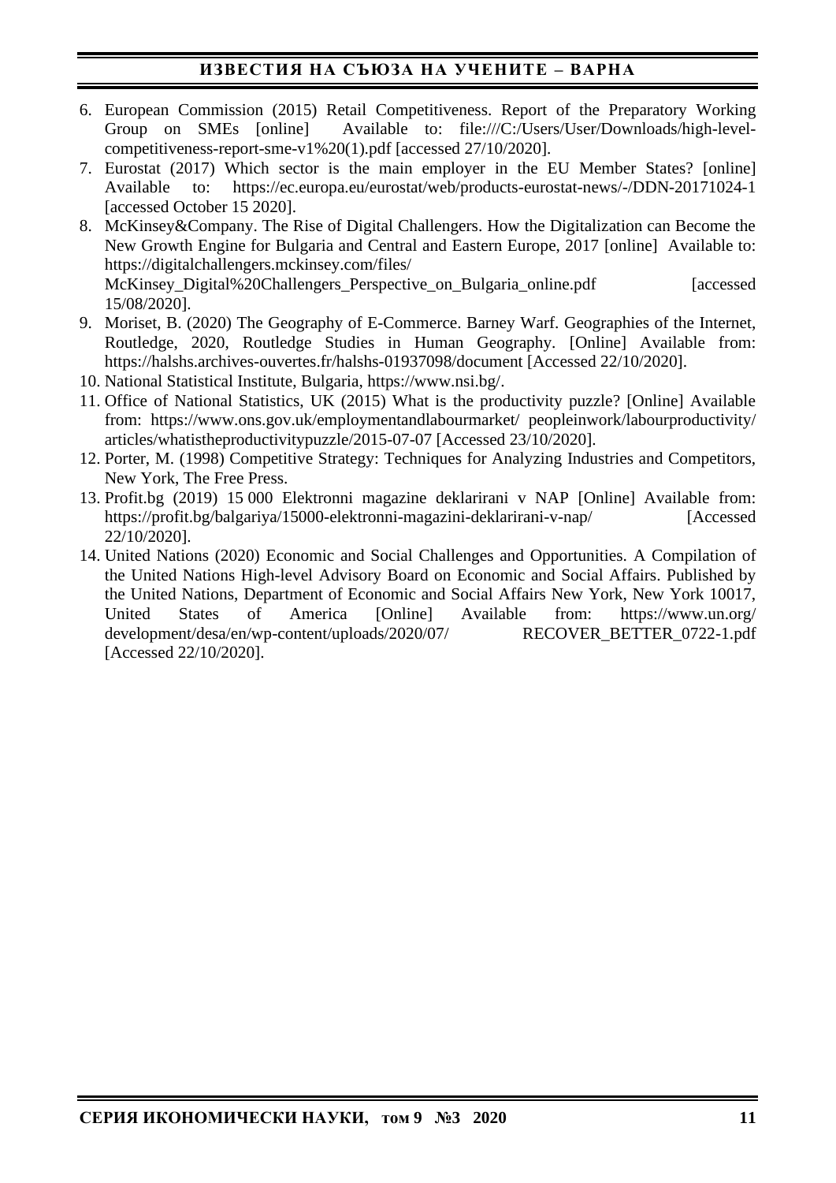6. European Commission (2015) Retail Competitiveness. Report of the Preparatory Working Group on SMEs [online] Available to: file:///C:/Users/User/Downloads/high-level-competitiveness-report-sme-v1%20(1).pdf [accessed 27/10/2020].
7. Eurostat (2017) Which sector is the main employer in the EU Member States? [online] Available to: https://ec.europa.eu/eurostat/web/products-eurostat-news/-/DDN-20171024-1 [accessed October 15 2020].
8. McKinsey&Company. The Rise of Digital Challengers. How the Digitalization can Become the New Growth Engine for Bulgaria and Central and Eastern Europe, 2017 [online] Available to: https://digitalchallengers.mckinsey.com/files/ McKinsey_Digital%20Challengers_Perspective_on_Bulgaria_online.pdf [accessed 15/08/2020].
9. Moriset, B. (2020) The Geography of E-Commerce. Barney Warf. Geographies of the Internet, Routledge, 2020, Routledge Studies in Human Geography. [Online] Available from: https://halshs.archives-ouvertes.fr/halshs-01937098/document [Accessed 22/10/2020].
10. National Statistical Institute, Bulgaria, https://www.nsi.bg/.
11. Office of National Statistics, UK (2015) What is the productivity puzzle? [Online] Available from: https://www.ons.gov.uk/employmentandlabourmarket/ peopleinwork/labourproductivity/ articles/whatistheproductivitypuzzle/2015-07-07 [Accessed 23/10/2020].
12. Porter, M. (1998) Competitive Strategy: Techniques for Analyzing Industries and Competitors, New York, The Free Press.
13. Profit.bg (2019) 15 000 Elektronni magazine deklarirani v NAP [Online] Available from: https://profit.bg/balgariya/15000-elektronni-magazini-deklarirani-v-nap/ [Accessed 22/10/2020].
14. United Nations (2020) Economic and Social Challenges and Opportunities. A Compilation of the United Nations High-level Advisory Board on Economic and Social Affairs. Published by the United Nations, Department of Economic and Social Affairs New York, New York 10017, United States of America [Online] Available from: https://www.un.org/ development/desa/en/wp-content/uploads/2020/07/ RECOVER_BETTER_0722-1.pdf [Accessed 22/10/2020].